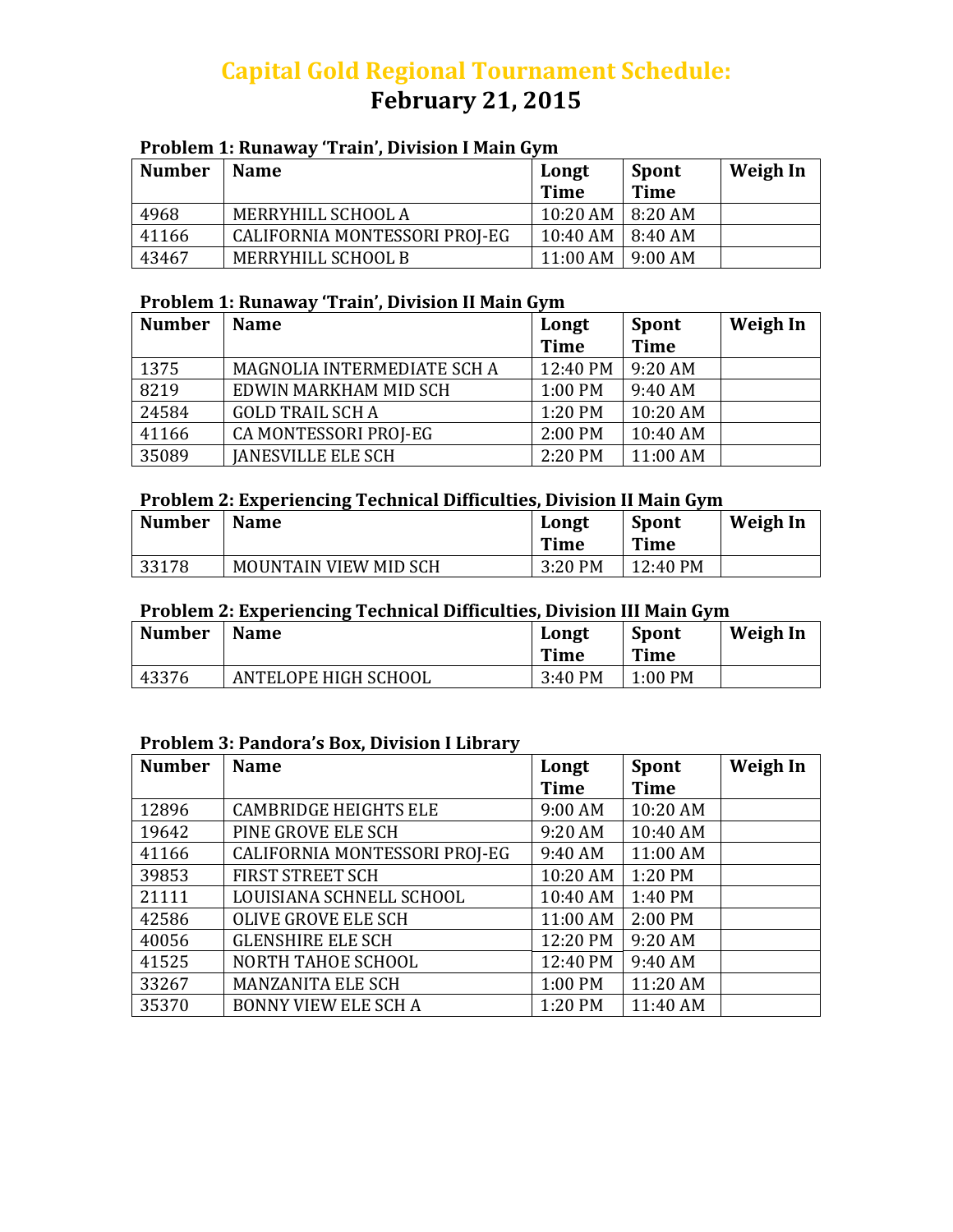# Capital Gold Regional Tournament Schedule:
# February 21, 2015

### Problem 1: Runaway 'Train', Division I Main Gym

| Number | Name | Longt Time | Spont Time | Weigh In |
|---|---|---|---|---|
| 4968 | MERRYHILL SCHOOL A | 10:20 AM | 8:20 AM | |
| 41166 | CALIFORNIA MONTESSORI PROJ-EG | 10:40 AM | 8:40 AM | |
| 43467 | MERRYHILL SCHOOL B | 11:00 AM | 9:00 AM | |

### Problem 1: Runaway 'Train', Division II Main Gym

| Number | Name | Longt Time | Spont Time | Weigh In |
|---|---|---|---|---|
| 1375 | MAGNOLIA INTERMEDIATE SCH A | 12:40 PM | 9:20 AM | |
| 8219 | EDWIN MARKHAM MID SCH | 1:00 PM | 9:40 AM | |
| 24584 | GOLD TRAIL SCH A | 1:20 PM | 10:20 AM | |
| 41166 | CA MONTESSORI PROJ-EG | 2:00 PM | 10:40 AM | |
| 35089 | JANESVILLE ELE SCH | 2:20 PM | 11:00 AM | |

### Problem 2: Experiencing Technical Difficulties, Division II Main Gym

| Number | Name | Longt Time | Spont Time | Weigh In |
|---|---|---|---|---|
| 33178 | MOUNTAIN VIEW MID SCH | 3:20 PM | 12:40 PM | |

### Problem 2: Experiencing Technical Difficulties, Division III Main Gym

| Number | Name | Longt Time | Spont Time | Weigh In |
|---|---|---|---|---|
| 43376 | ANTELOPE HIGH SCHOOL | 3:40 PM | 1:00 PM | |

### Problem 3: Pandora's Box, Division I Library

| Number | Name | Longt Time | Spont Time | Weigh In |
|---|---|---|---|---|
| 12896 | CAMBRIDGE HEIGHTS ELE | 9:00 AM | 10:20 AM | |
| 19642 | PINE GROVE ELE SCH | 9:20 AM | 10:40 AM | |
| 41166 | CALIFORNIA MONTESSORI PROJ-EG | 9:40 AM | 11:00 AM | |
| 39853 | FIRST STREET SCH | 10:20 AM | 1:20 PM | |
| 21111 | LOUISIANA SCHNELL SCHOOL | 10:40 AM | 1:40 PM | |
| 42586 | OLIVE GROVE ELE SCH | 11:00 AM | 2:00 PM | |
| 40056 | GLENSHIRE ELE SCH | 12:20 PM | 9:20 AM | |
| 41525 | NORTH TAHOE SCHOOL | 12:40 PM | 9:40 AM | |
| 33267 | MANZANITA ELE SCH | 1:00 PM | 11:20 AM | |
| 35370 | BONNY VIEW ELE SCH A | 1:20 PM | 11:40 AM | |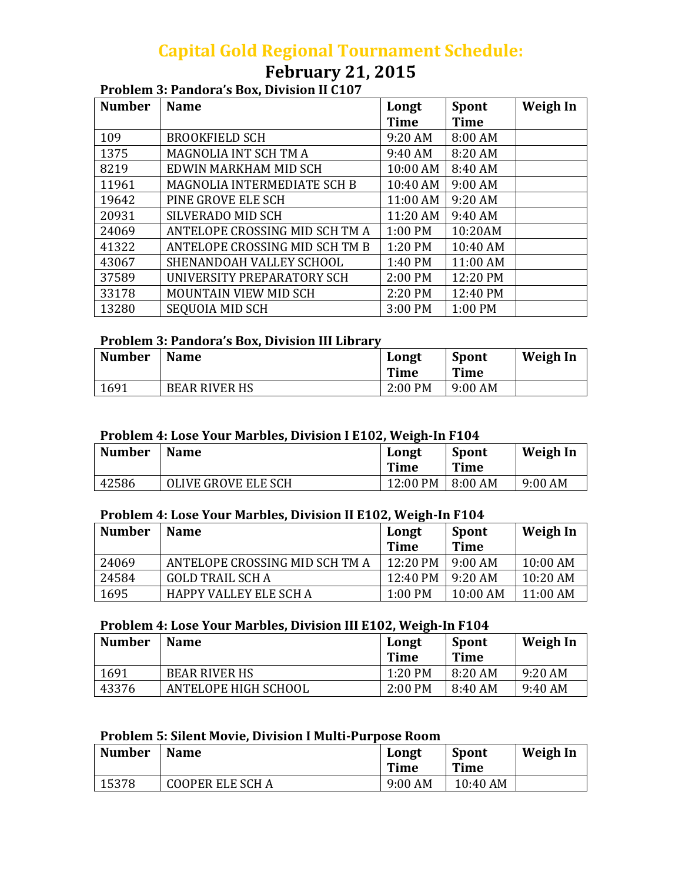# Capital Gold Regional Tournament Schedule:

## February 21, 2015

### Problem 3: Pandora's Box, Division II C107

| Number | Name | Longt Time | Spont Time | Weigh In |
|---|---|---|---|---|
| 109 | BROOKFIELD SCH | 9:20 AM | 8:00 AM | |
| 1375 | MAGNOLIA INT SCH TM A | 9:40 AM | 8:20 AM | |
| 8219 | EDWIN MARKHAM MID SCH | 10:00 AM | 8:40 AM | |
| 11961 | MAGNOLIA INTERMEDIATE SCH B | 10:40 AM | 9:00 AM | |
| 19642 | PINE GROVE ELE SCH | 11:00 AM | 9:20 AM | |
| 20931 | SILVERADO MID SCH | 11:20 AM | 9:40 AM | |
| 24069 | ANTELOPE CROSSING MID SCH TM A | 1:00 PM | 10:20AM | |
| 41322 | ANTELOPE CROSSING MID SCH TM B | 1:20 PM | 10:40 AM | |
| 43067 | SHENANDOAH VALLEY SCHOOL | 1:40 PM | 11:00 AM | |
| 37589 | UNIVERSITY PREPARATORY SCH | 2:00 PM | 12:20 PM | |
| 33178 | MOUNTAIN VIEW MID SCH | 2:20 PM | 12:40 PM | |
| 13280 | SEQUOIA MID SCH | 3:00 PM | 1:00 PM | |

### Problem 3: Pandora's Box, Division III Library

| Number | Name | Longt Time | Spont Time | Weigh In |
|---|---|---|---|---|
| 1691 | BEAR RIVER HS | 2:00 PM | 9:00 AM | |

### Problem 4: Lose Your Marbles, Division I E102, Weigh-In F104

| Number | Name | Longt Time | Spont Time | Weigh In |
|---|---|---|---|---|
| 42586 | OLIVE GROVE ELE SCH | 12:00 PM | 8:00 AM | 9:00 AM |

### Problem 4: Lose Your Marbles, Division II E102, Weigh-In F104

| Number | Name | Longt Time | Spont Time | Weigh In |
|---|---|---|---|---|
| 24069 | ANTELOPE CROSSING MID SCH TM A | 12:20 PM | 9:00 AM | 10:00 AM |
| 24584 | GOLD TRAIL SCH A | 12:40 PM | 9:20 AM | 10:20 AM |
| 1695 | HAPPY VALLEY ELE SCH A | 1:00 PM | 10:00 AM | 11:00 AM |

### Problem 4: Lose Your Marbles, Division III E102, Weigh-In F104

| Number | Name | Longt Time | Spont Time | Weigh In |
|---|---|---|---|---|
| 1691 | BEAR RIVER HS | 1:20 PM | 8:20 AM | 9:20 AM |
| 43376 | ANTELOPE HIGH SCHOOL | 2:00 PM | 8:40 AM | 9:40 AM |

### Problem 5: Silent Movie, Division I Multi-Purpose Room

| Number | Name | Longt Time | Spont Time | Weigh In |
|---|---|---|---|---|
| 15378 | COOPER ELE SCH A | 9:00 AM | 10:40 AM | |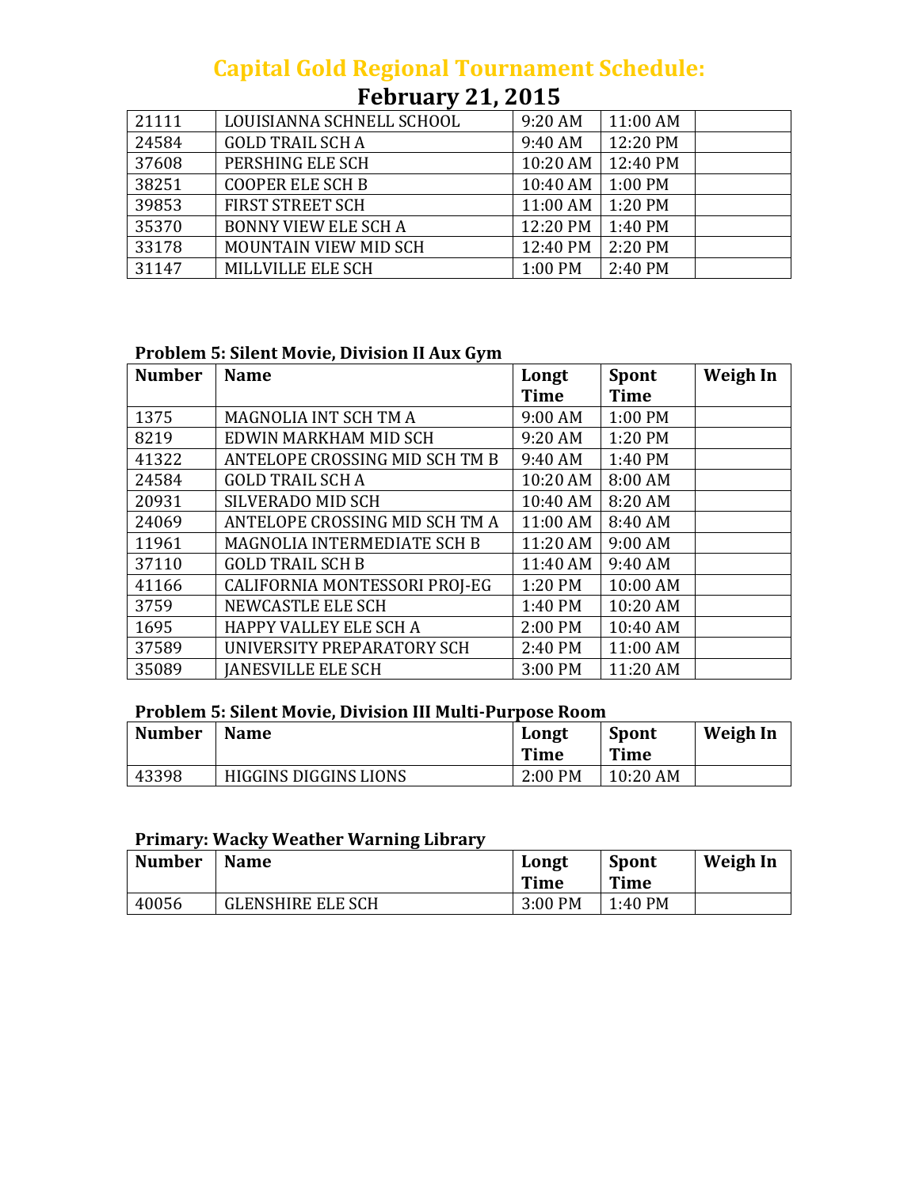# Capital Gold Regional Tournament Schedule:

## February 21, 2015

| | | | | |
|---|---|---|---|---|
| 21111 | LOUISIANNA SCHNELL SCHOOL | 9:20 AM | 11:00 AM | |
| 24584 | GOLD TRAIL SCH A | 9:40 AM | 12:20 PM | |
| 37608 | PERSHING ELE SCH | 10:20 AM | 12:40 PM | |
| 38251 | COOPER ELE SCH B | 10:40 AM | 1:00 PM | |
| 39853 | FIRST STREET SCH | 11:00 AM | 1:20 PM | |
| 35370 | BONNY VIEW ELE SCH A | 12:20 PM | 1:40 PM | |
| 33178 | MOUNTAIN VIEW MID SCH | 12:40 PM | 2:20 PM | |
| 31147 | MILLVILLE ELE SCH | 1:00 PM | 2:40 PM | |

**Problem 5: Silent Movie, Division II Aux Gym**

| Number | Name | Longt Time | Spont Time | Weigh In |
|---|---|---|---|---|
| 1375 | MAGNOLIA INT SCH TM A | 9:00 AM | 1:00 PM | |
| 8219 | EDWIN MARKHAM MID SCH | 9:20 AM | 1:20 PM | |
| 41322 | ANTELOPE CROSSING MID SCH TM B | 9:40 AM | 1:40 PM | |
| 24584 | GOLD TRAIL SCH A | 10:20 AM | 8:00 AM | |
| 20931 | SILVERADO MID SCH | 10:40 AM | 8:20 AM | |
| 24069 | ANTELOPE CROSSING MID SCH TM A | 11:00 AM | 8:40 AM | |
| 11961 | MAGNOLIA INTERMEDIATE SCH B | 11:20 AM | 9:00 AM | |
| 37110 | GOLD TRAIL SCH B | 11:40 AM | 9:40 AM | |
| 41166 | CALIFORNIA MONTESSORI PROJ-EG | 1:20 PM | 10:00 AM | |
| 3759 | NEWCASTLE ELE SCH | 1:40 PM | 10:20 AM | |
| 1695 | HAPPY VALLEY ELE SCH A | 2:00 PM | 10:40 AM | |
| 37589 | UNIVERSITY PREPARATORY SCH | 2:40 PM | 11:00 AM | |
| 35089 | JANESVILLE ELE SCH | 3:00 PM | 11:20 AM | |

**Problem 5: Silent Movie, Division III Multi-Purpose Room**

| Number | Name | Longt Time | Spont Time | Weigh In |
|---|---|---|---|---|
| 43398 | HIGGINS DIGGINS LIONS | 2:00 PM | 10:20 AM | |

**Primary: Wacky Weather Warning Library**

| Number | Name | Longt Time | Spont Time | Weigh In |
|---|---|---|---|---|
| 40056 | GLENSHIRE ELE SCH | 3:00 PM | 1:40 PM | |